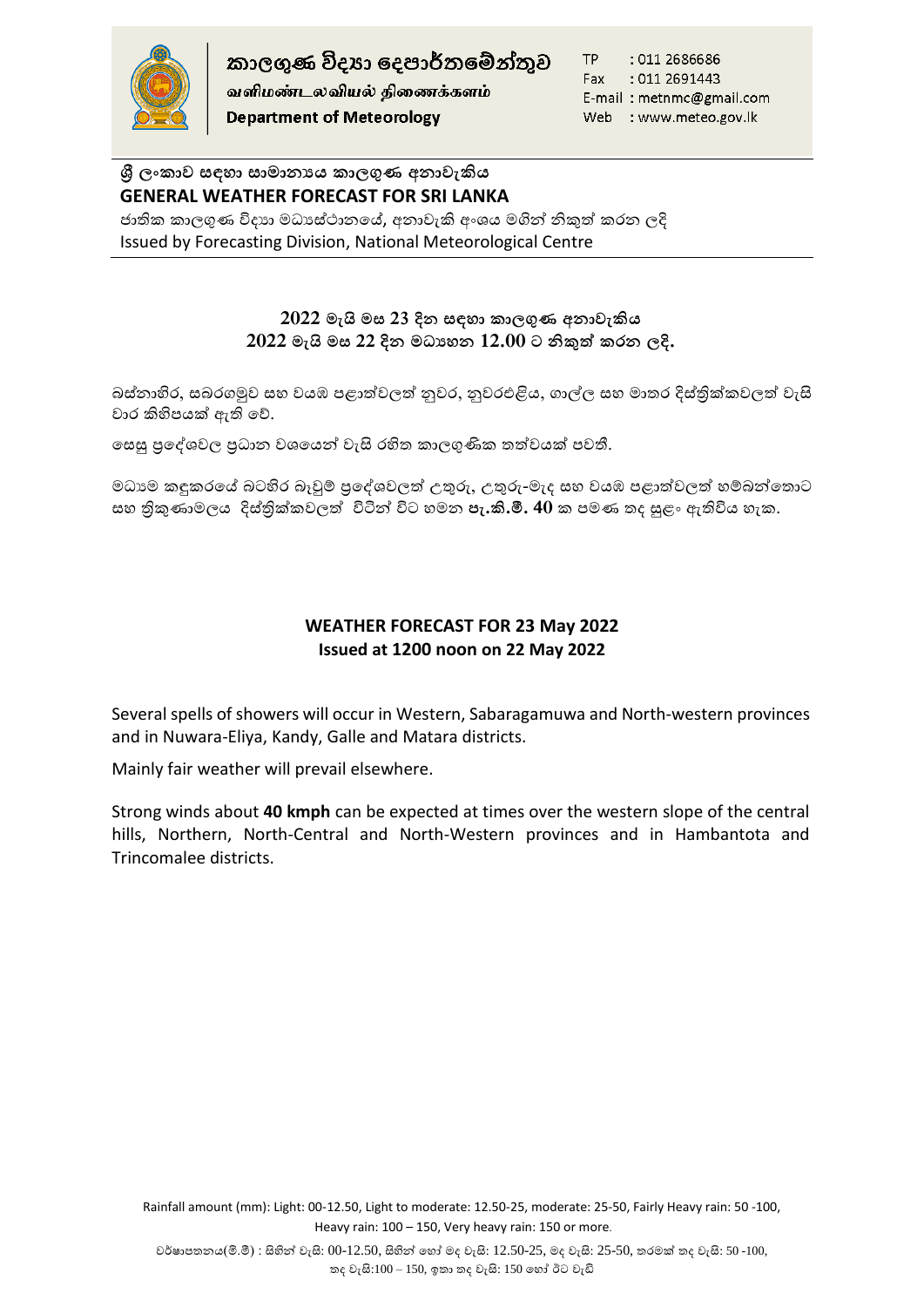කාලගුණ විද්‍යා දෙපාර්තමේන්තුව

வளிமண்டலவியல் திணைக்களம்

**Department of Meteorology**

TP : 011 2686686
Fax : 011 2691443
E-mail : metnmc@gmail.com
Web : www.meteo.gov.lk

**ශ්‍රී ලංකාව සඳහා සාමාන්‍යය කාලගුණ අනාවැකිය**

**GENERAL WEATHER FORECAST FOR SRI LANKA**

ජාතික කාලගුණ විද්‍යා මධ්‍යස්ථානයේ, අනාවැකි අංශය මගින් නිකුත් කරන ලදි

Issued by Forecasting Division, National Meteorological Centre

**2022 මැයි මස 23 දින සඳහා කාලගුණ අනාවැකිය**
**2022 මැයි මස 22 දින මධ්‍යහන 12.00 ට නිකුත් කරන ලදි.**

බස්නාහිර, සබරගමුව සහ වයඹ පළාත්වලත් නුවර, නුවරඑළිය, ගාල්ල සහ මාතර දිස්ත්‍රික්කවලත් වැසි වාර කිහිපයක් ඇති වේ.

සෙසු ප්‍රදේශවල ප්‍රධාන වශයෙන් වැසි රහිත කාලගුණික තත්වයක් පවතී.

මධ්‍යම කඳුකරයේ බටහිර බෑවුම් ප්‍රදේශවලත් උතුරු, උතුරු-මැද සහ වයඹ පළාත්වලත් හම්බන්තොට සහ ත්‍රිකුණාමලය දිස්ත්‍රික්කවලත් විටින් විට හමන **පැ.කි.මී. 40** ක පමණ තද සුළං ඇතිවිය හැක.

**WEATHER FORECAST FOR 23 May 2022**
**Issued at 1200 noon on 22 May 2022**

Several spells of showers will occur in Western, Sabaragamuwa and North-western provinces and in Nuwara-Eliya, Kandy, Galle and Matara districts.

Mainly fair weather will prevail elsewhere.

Strong winds about **40 kmph** can be expected at times over the western slope of the central hills, Northern, North-Central and North-Western provinces and in Hambantota and Trincomalee districts.

Rainfall amount (mm): Light: 00-12.50, Light to moderate: 12.50-25, moderate: 25-50, Fairly Heavy rain: 50 -100, Heavy rain: 100 – 150, Very heavy rain: 150 or more.

වර්ෂාපතනය(මි.මී) : සිහින් වැසි: 00-12.50, සිහින් හෝ මද වැසි: 12.50-25, මද වැසි: 25-50, තරමක් තද වැසි: 50 -100, තද වැසි:100 – 150, ඉතා තද වැසි: 150 හෝ ඊට වැඩි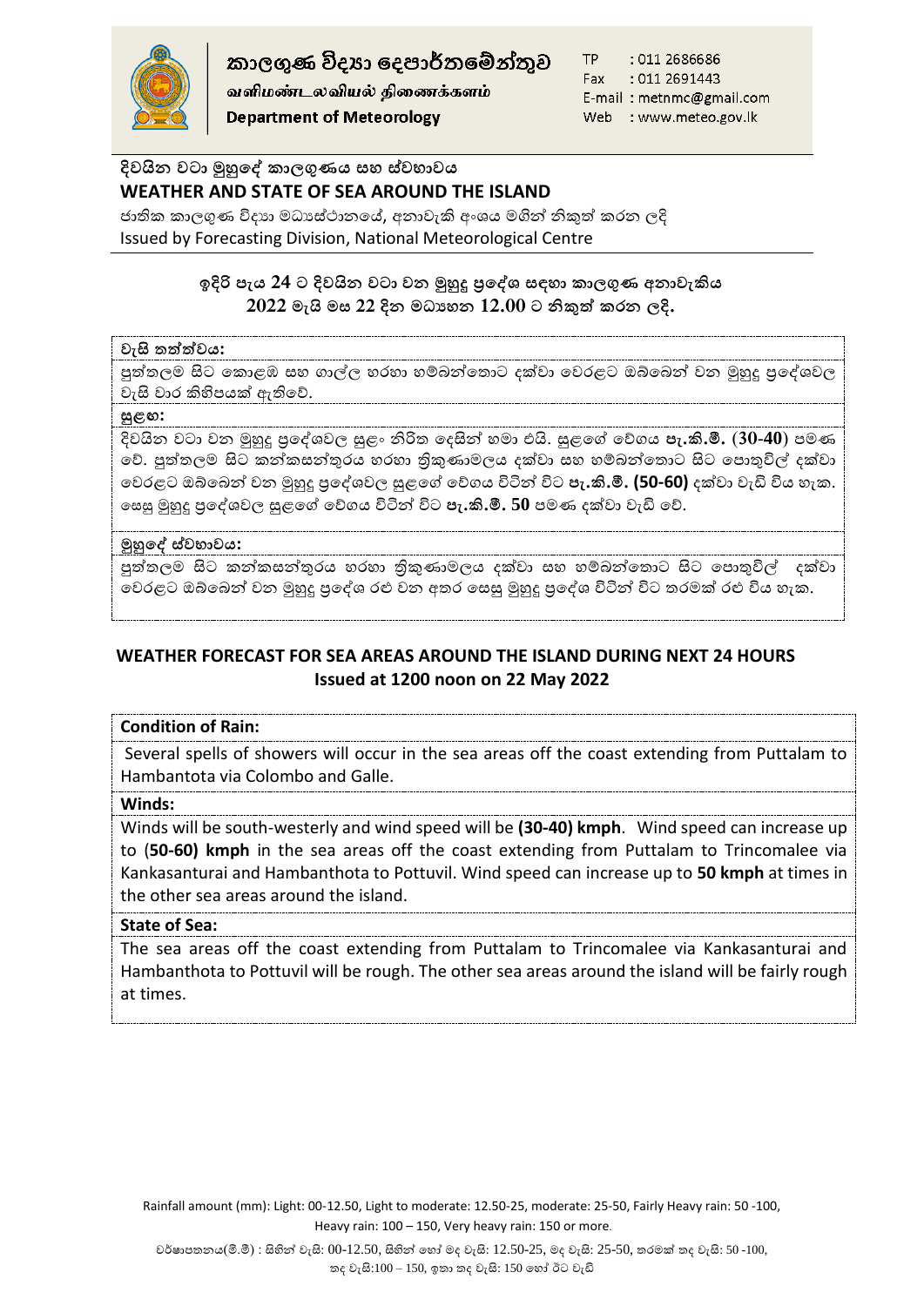කාලගුණ විද්‍යා දෙපාර්තමේන්තුව
வளிமண்டலவியல் திணைக்களம்
**Department of Meteorology**

TP : 011 2686686
Fax : 011 2691443
E-mail : metnmc@gmail.com
Web : www.meteo.gov.lk

## දිවයින වටා මුහුදේ කාලගුණය සහ ස්වභාවය

## WEATHER AND STATE OF SEA AROUND THE ISLAND

ජාතික කාලගුණ විද්‍යා මධ්‍යස්ථානයේ, අනාවැකි අංශය මගින් නිකුත් කරන ලදි
Issued by Forecasting Division, National Meteorological Centre

### ඉදිරි පැය 24 ට දිවයින වටා වන මුහුදු ප්‍රදේශ සඳහා කාලගුණ අනාවැකිය
### 2022 මැයි මස 22 දින මධ්‍යහන 12.00 ට නිකුත් කරන ලදි.

**වැසි තත්ත්වය:**

පුත්තලම සිට කොළඹ සහ ගාල්ල හරහා හම්බන්තොට දක්වා වෙරළට ඔබ්බෙන් වන මුහුදු ප්‍රදේශවල වැසි වාර කිහිපයක් ඇතිවේ.

**සුළඟ:**

දිවයින වටා වන මුහුදු ප්‍රදේශවල සුළං නිරිත දෙසින් හමා එයි. සුළඟේ වේගය **පැ.කි.මී. (30-40)** පමණ වේ. පුත්තලම සිට කන්කසන්තුරය හරහා ත්‍රිකුණාමලය දක්වා සහ හම්බන්තොට සිට පොතුවිල් දක්වා වෙරළට ඔබ්බෙන් වන මුහුදු ප්‍රදේශවල සුළඟේ වේගය විටින් විට **පැ.කි.මී. (50-60)** දක්වා වැඩි විය හැක. සෙසු මුහුදු ප්‍රදේශවල සුළඟේ වේගය විටින් විට **පැ.කි.මී. 50** පමණ දක්වා වැඩි වේ.

**මුහුදේ ස්වභාවය:**

පුත්තලම සිට කන්කසන්තුරය හරහා ත්‍රිකුණාමලය දක්වා සහ හම්බන්තොට සිට පොතුවිල් දක්වා වෙරළට ඔබ්බෙන් වන මුහුදු ප්‍රදේශ රළු වන අතර සෙසු මුහුදු ප්‍රදේශ විටින් විට තරමක් රළු විය හැක.

### WEATHER FORECAST FOR SEA AREAS AROUND THE ISLAND DURING NEXT 24 HOURS
### Issued at 1200 noon on 22 May 2022

**Condition of Rain:**

Several spells of showers will occur in the sea areas off the coast extending from Puttalam to Hambantota via Colombo and Galle.

**Winds:**

Winds will be south-westerly and wind speed will be **(30-40) kmph**. Wind speed can increase up to (**50-60) kmph** in the sea areas off the coast extending from Puttalam to Trincomalee via Kankasanturai and Hambanthota to Pottuvil. Wind speed can increase up to **50 kmph** at times in the other sea areas around the island.

**State of Sea:**

The sea areas off the coast extending from Puttalam to Trincomalee via Kankasanturai and Hambanthota to Pottuvil will be rough. The other sea areas around the island will be fairly rough at times.

Rainfall amount (mm): Light: 00-12.50, Light to moderate: 12.50-25, moderate: 25-50, Fairly Heavy rain: 50 -100, Heavy rain: 100 – 150, Very heavy rain: 150 or more.

වර්ෂාපතනය(මි.මී) : සිහින් වැසි: 00-12.50, සිහින් හෝ මද වැසි: 12.50-25, මද වැසි: 25-50, තරමක් තද වැසි: 50 -100, තද වැසි:100 – 150, ඉතා තද වැසි: 150 හෝ ඊට වැඩි